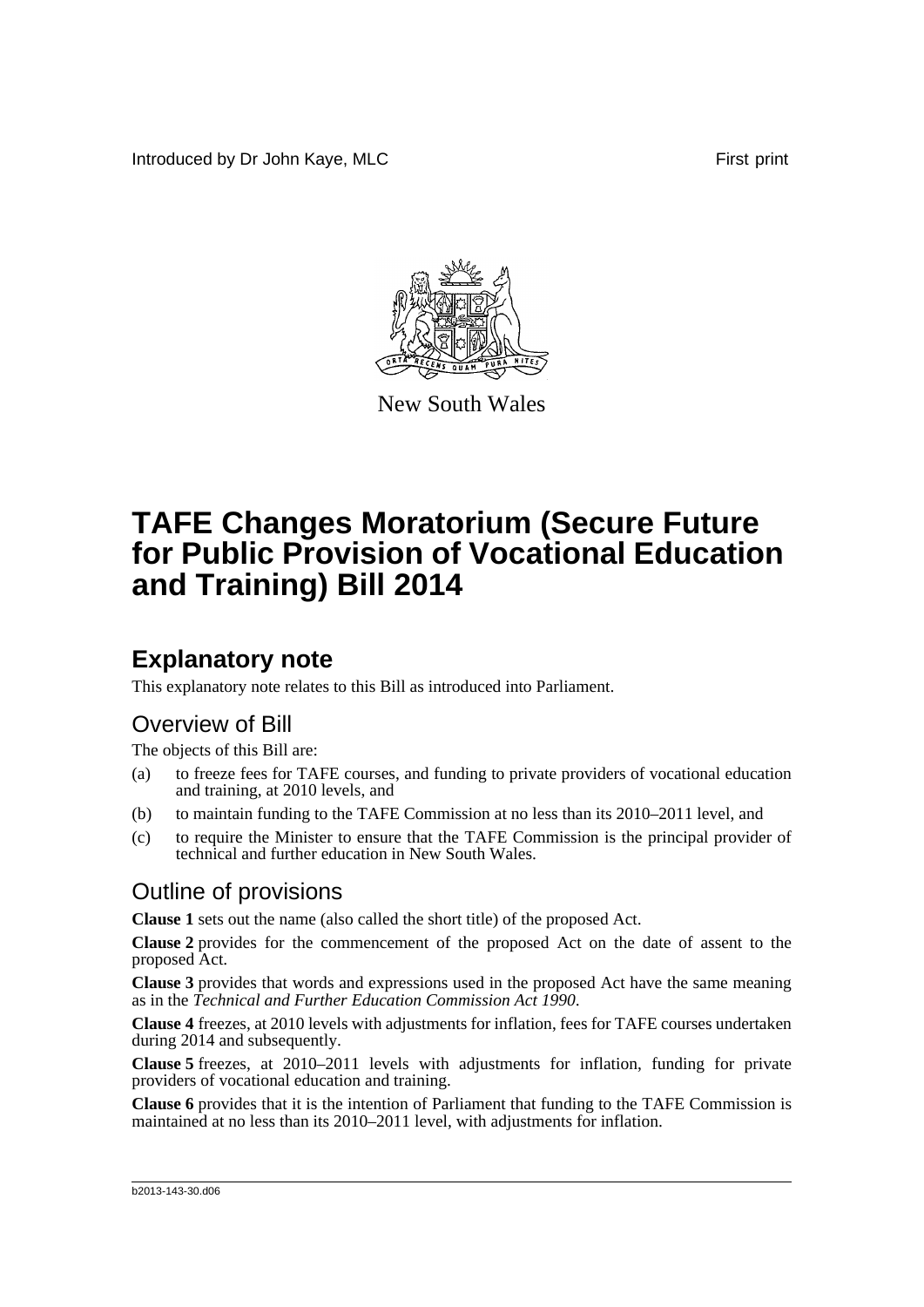Introduced by Dr John Kaye, MLC First print

New South Wales

# TAFE Changes Moratorium (Secure Future for Public Provision of Vocational Education and Training) Bill 2014

## Explanatory note

This explanatory note relates to this Bill as introduced into Parliament.

### Overview of Bill

The objects of this Bill are:

(a) to freeze fees for TAFE courses, and funding to private providers of vocational education and training, at 2010 levels, and

(b) to maintain funding to the TAFE Commission at no less than its 2010–2011 level, and

(c) to require the Minister to ensure that the TAFE Commission is the principal provider of technical and further education in New South Wales.

### Outline of provisions

**Clause 1** sets out the name (also called the short title) of the proposed Act.

**Clause 2** provides for the commencement of the proposed Act on the date of assent to the proposed Act.

**Clause 3** provides that words and expressions used in the proposed Act have the same meaning as in the *Technical and Further Education Commission Act 1990*.

**Clause 4** freezes, at 2010 levels with adjustments for inflation, fees for TAFE courses undertaken during 2014 and subsequently.

**Clause 5** freezes, at 2010–2011 levels with adjustments for inflation, funding for private providers of vocational education and training.

**Clause 6** provides that it is the intention of Parliament that funding to the TAFE Commission is maintained at no less than its 2010–2011 level, with adjustments for inflation.

b2013-143-30.d06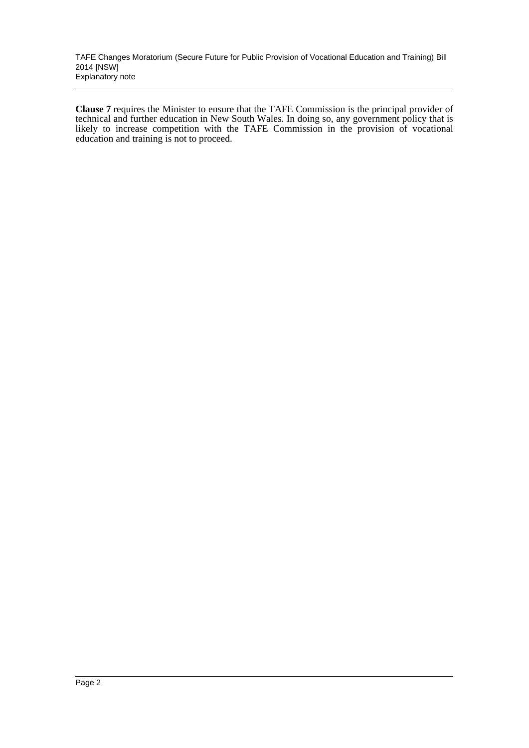**Clause 7** requires the Minister to ensure that the TAFE Commission is the principal provider of technical and further education in New South Wales. In doing so, any government policy that is likely to increase competition with the TAFE Commission in the provision of vocational education and training is not to proceed.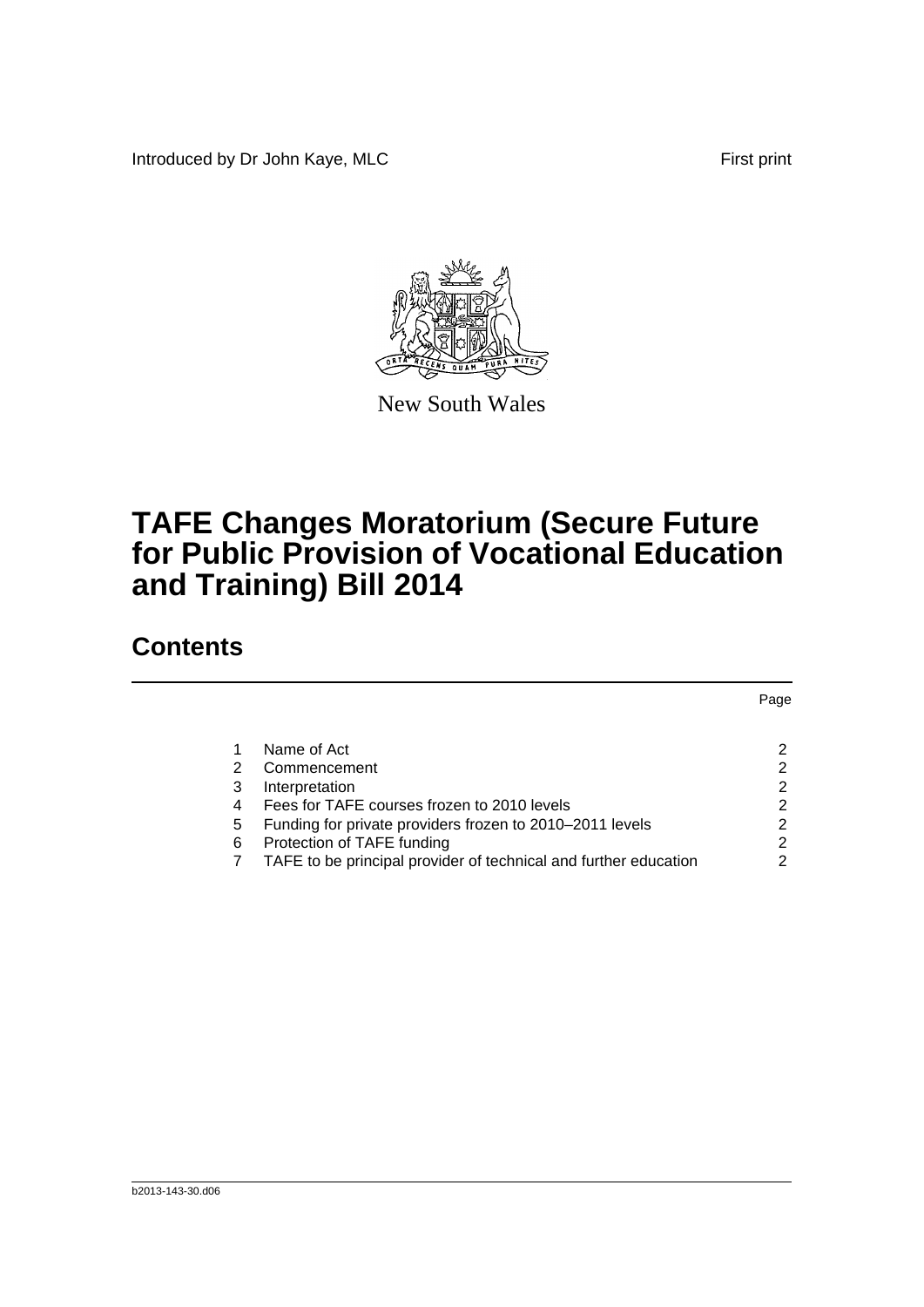Introduced by Dr John Kaye, MLC First print

New South Wales

# TAFE Changes Moratorium (Secure Future for Public Provision of Vocational Education and Training) Bill 2014

## Contents

| | | Page |
|---|---|---|
| 1 | Name of Act | 2 |
| 2 | Commencement | 2 |
| 3 | Interpretation | 2 |
| 4 | Fees for TAFE courses frozen to 2010 levels | 2 |
| 5 | Funding for private providers frozen to 2010–2011 levels | 2 |
| 6 | Protection of TAFE funding | 2 |
| 7 | TAFE to be principal provider of technical and further education | 2 |

b2013-143-30.d06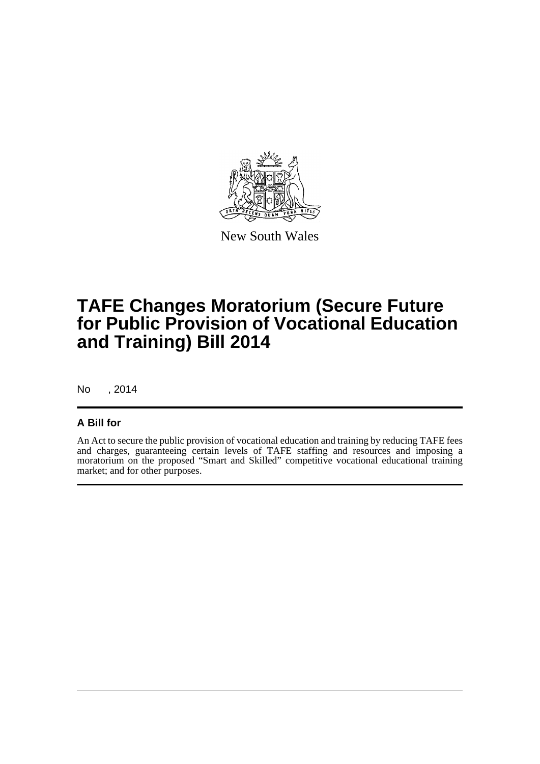New South Wales

# TAFE Changes Moratorium (Secure Future for Public Provision of Vocational Education and Training) Bill 2014

No , 2014

## A Bill for

An Act to secure the public provision of vocational education and training by reducing TAFE fees and charges, guaranteeing certain levels of TAFE staffing and resources and imposing a moratorium on the proposed "Smart and Skilled" competitive vocational educational training market; and for other purposes.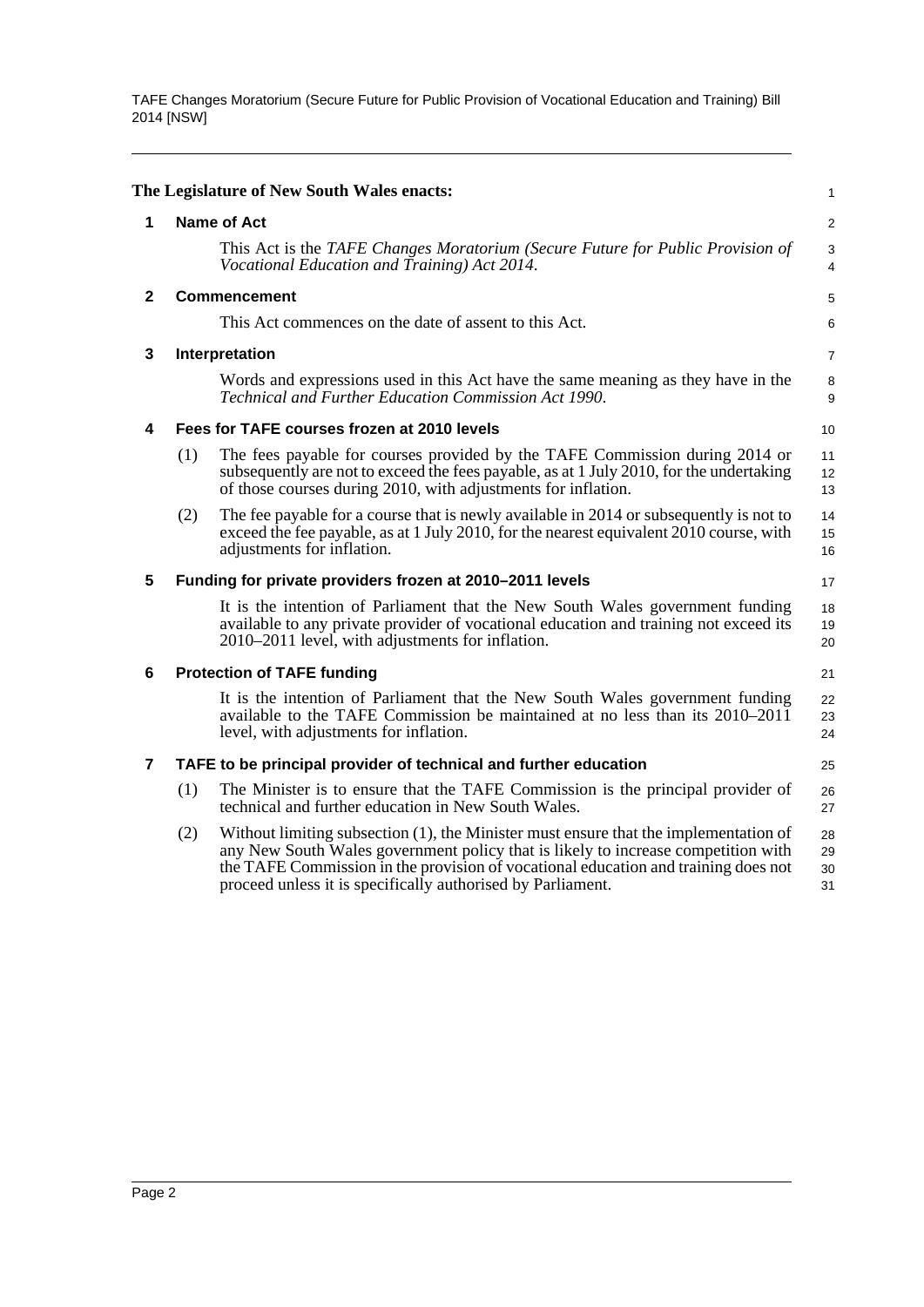**The Legislature of New South Wales enacts:**

## 1 Name of Act

This Act is the *TAFE Changes Moratorium (Secure Future for Public Provision of Vocational Education and Training) Act 2014*.

## 2 Commencement

This Act commences on the date of assent to this Act.

## 3 Interpretation

Words and expressions used in this Act have the same meaning as they have in the *Technical and Further Education Commission Act 1990*.

## 4 Fees for TAFE courses frozen at 2010 levels

(1) The fees payable for courses provided by the TAFE Commission during 2014 or subsequently are not to exceed the fees payable, as at 1 July 2010, for the undertaking of those courses during 2010, with adjustments for inflation.

(2) The fee payable for a course that is newly available in 2014 or subsequently is not to exceed the fee payable, as at 1 July 2010, for the nearest equivalent 2010 course, with adjustments for inflation.

## 5 Funding for private providers frozen at 2010–2011 levels

It is the intention of Parliament that the New South Wales government funding available to any private provider of vocational education and training not exceed its 2010–2011 level, with adjustments for inflation.

## 6 Protection of TAFE funding

It is the intention of Parliament that the New South Wales government funding available to the TAFE Commission be maintained at no less than its 2010–2011 level, with adjustments for inflation.

## 7 TAFE to be principal provider of technical and further education

(1) The Minister is to ensure that the TAFE Commission is the principal provider of technical and further education in New South Wales.

(2) Without limiting subsection (1), the Minister must ensure that the implementation of any New South Wales government policy that is likely to increase competition with the TAFE Commission in the provision of vocational education and training does not proceed unless it is specifically authorised by Parliament.